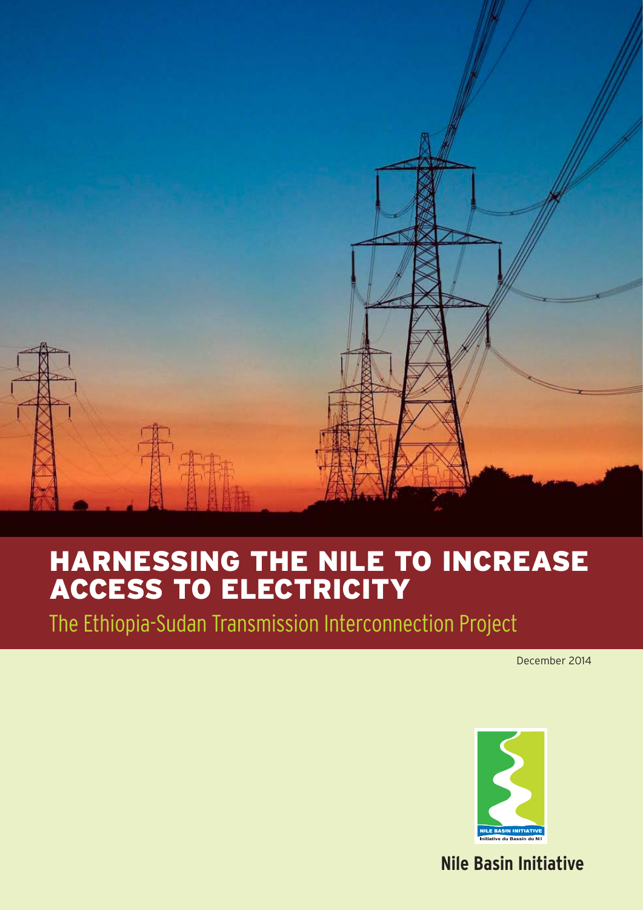# HARNESSING THE NILE TO INCREASE ACCESS TO ELECTRICITY

The Ethiopia-Sudan Transmission Interconnection Project

December 2014

Nile Basin Initiative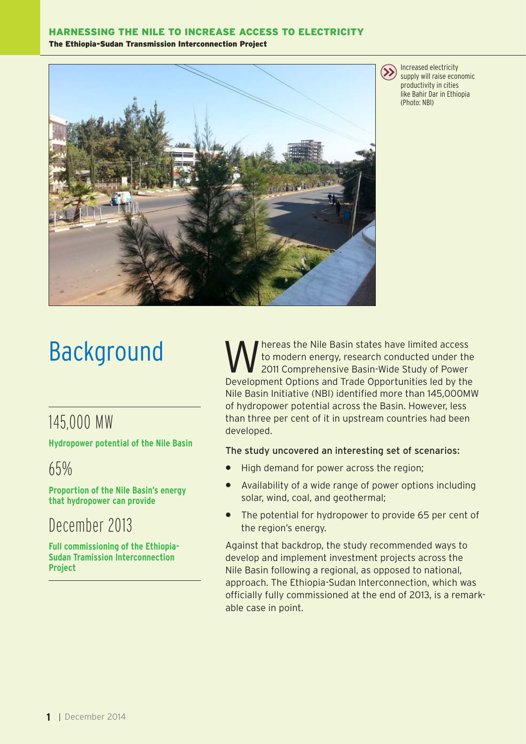Increased electricity supply will raise economic productivity in cities like Bahir Dar in Ethiopia (Photo: NBI)

# Background

145,000 MW

**Hydropower potential of the Nile Basin**

65%

**Proportion of the Nile Basin's energy that hydropower can provide**

December 2013

**Full commissioning of the Ethiopia-Sudan Tramission Interconnection Project**

Whereas the Nile Basin states have limited access to modern energy, research conducted under the 2011 Comprehensive Basin-Wide Study of Power Development Options and Trade Opportunities led by the Nile Basin Initiative (NBI) identified more than 145,000MW of hydropower potential across the Basin. However, less than three per cent of it in upstream countries had been developed.

The study uncovered an interesting set of scenarios:

- High demand for power across the region;
- Availability of a wide range of power options including solar, wind, coal, and geothermal;
- The potential for hydropower to provide 65 per cent of the region's energy.

Against that backdrop, the study recommended ways to develop and implement investment projects across the Nile Basin following a regional, as opposed to national, approach. The Ethiopia-Sudan Interconnection, which was officially fully commissioned at the end of 2013, is a remarkable case in point.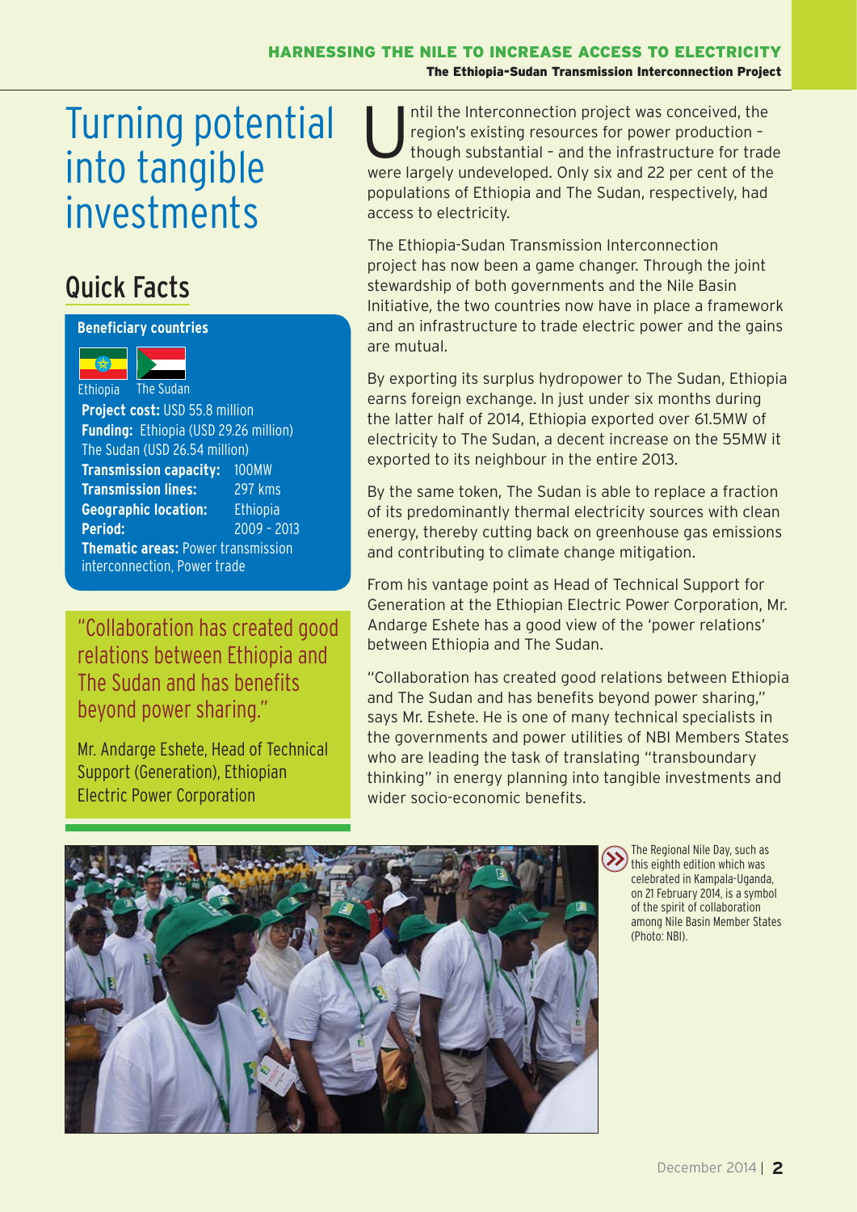# Turning potential into tangible investments

## Quick Facts

**Beneficiary countries**

Ethiopia The Sudan

**Project cost:** USD 55.8 million
**Funding:** Ethiopia (USD 29.26 million) The Sudan (USD 26.54 million)
**Transmission capacity:** 100MW
**Transmission lines:** 297 kms
**Geographic location:** Ethiopia
**Period:** 2009 – 2013
**Thematic areas:** Power transmission interconnection, Power trade

"Collaboration has created good relations between Ethiopia and The Sudan and has benefits beyond power sharing."

Mr. Andarge Eshete, Head of Technical Support (Generation), Ethiopian Electric Power Corporation

Until the Interconnection project was conceived, the region's existing resources for power production – though substantial – and the infrastructure for trade were largely undeveloped. Only six and 22 per cent of the populations of Ethiopia and The Sudan, respectively, had access to electricity.

The Ethiopia-Sudan Transmission Interconnection project has now been a game changer. Through the joint stewardship of both governments and the Nile Basin Initiative, the two countries now have in place a framework and an infrastructure to trade electric power and the gains are mutual.

By exporting its surplus hydropower to The Sudan, Ethiopia earns foreign exchange. In just under six months during the latter half of 2014, Ethiopia exported over 61.5MW of electricity to The Sudan, a decent increase on the 55MW it exported to its neighbour in the entire 2013.

By the same token, The Sudan is able to replace a fraction of its predominantly thermal electricity sources with clean energy, thereby cutting back on greenhouse gas emissions and contributing to climate change mitigation.

From his vantage point as Head of Technical Support for Generation at the Ethiopian Electric Power Corporation, Mr. Andarge Eshete has a good view of the 'power relations' between Ethiopia and The Sudan.

"Collaboration has created good relations between Ethiopia and The Sudan and has benefits beyond power sharing," says Mr. Eshete. He is one of many technical specialists in the governments and power utilities of NBI Members States who are leading the task of translating "transboundary thinking" in energy planning into tangible investments and wider socio-economic benefits.

The Regional Nile Day, such as this eighth edition which was celebrated in Kampala-Uganda, on 21 February 2014, is a symbol of the spirit of collaboration among Nile Basin Member States (Photo: NBI).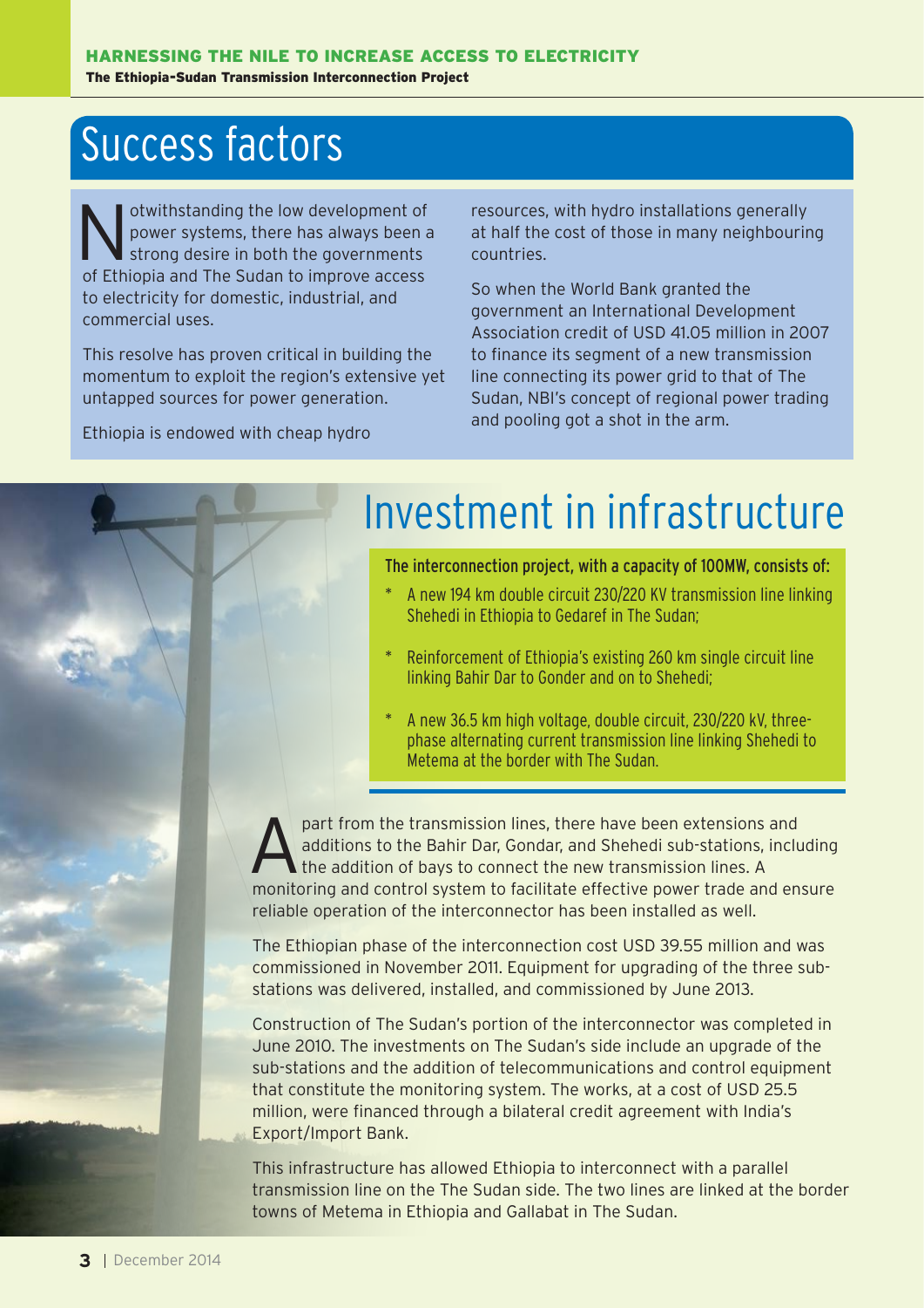# Success factors

Notwithstanding the low development of power systems, there has always been a strong desire in both the governments of Ethiopia and The Sudan to improve access to electricity for domestic, industrial, and commercial uses.

This resolve has proven critical in building the momentum to exploit the region's extensive yet untapped sources for power generation.

Ethiopia is endowed with cheap hydro resources, with hydro installations generally at half the cost of those in many neighbouring countries.

So when the World Bank granted the government an International Development Association credit of USD 41.05 million in 2007 to finance its segment of a new transmission line connecting its power grid to that of The Sudan, NBI's concept of regional power trading and pooling got a shot in the arm.

# Investment in infrastructure

**The interconnection project, with a capacity of 100MW, consists of:**

- A new 194 km double circuit 230/220 KV transmission line linking Shehedi in Ethiopia to Gedaref in The Sudan;
- Reinforcement of Ethiopia's existing 260 km single circuit line linking Bahir Dar to Gonder and on to Shehedi;
- A new 36.5 km high voltage, double circuit, 230/220 kV, three-phase alternating current transmission line linking Shehedi to Metema at the border with The Sudan.

Apart from the transmission lines, there have been extensions and additions to the Bahir Dar, Gondar, and Shehedi sub-stations, including the addition of bays to connect the new transmission lines. A monitoring and control system to facilitate effective power trade and ensure reliable operation of the interconnector has been installed as well.

The Ethiopian phase of the interconnection cost USD 39.55 million and was commissioned in November 2011. Equipment for upgrading of the three sub-stations was delivered, installed, and commissioned by June 2013.

Construction of The Sudan's portion of the interconnector was completed in June 2010. The investments on The Sudan's side include an upgrade of the sub-stations and the addition of telecommunications and control equipment that constitute the monitoring system. The works, at a cost of USD 25.5 million, were financed through a bilateral credit agreement with India's Export/Import Bank.

This infrastructure has allowed Ethiopia to interconnect with a parallel transmission line on the The Sudan side. The two lines are linked at the border towns of Metema in Ethiopia and Gallabat in The Sudan.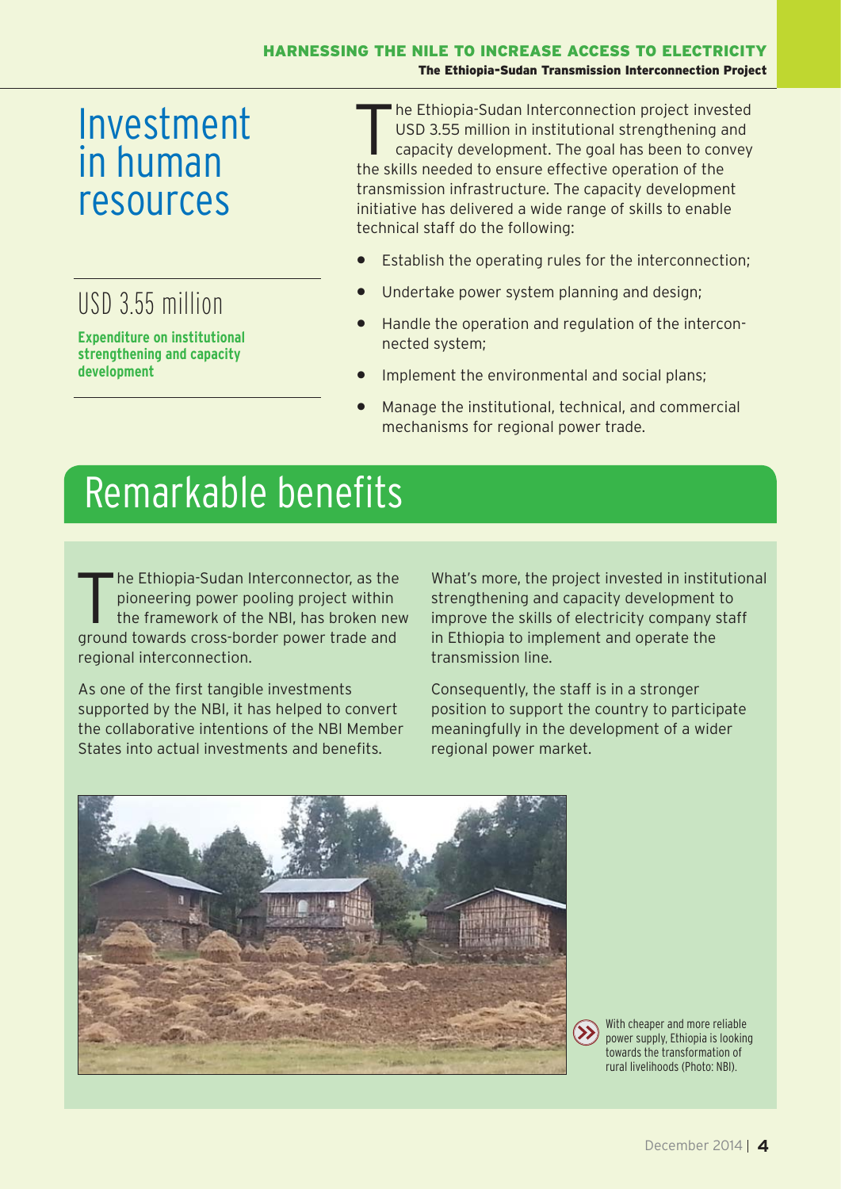# Investment in human resources

The Ethiopia-Sudan Interconnection project invested USD 3.55 million in institutional strengthening and capacity development. The goal has been to convey the skills needed to ensure effective operation of the transmission infrastructure. The capacity development initiative has delivered a wide range of skills to enable technical staff do the following:

- Establish the operating rules for the interconnection;
- Undertake power system planning and design;
- Handle the operation and regulation of the interconnected system;
- Implement the environmental and social plans;
- Manage the institutional, technical, and commercial mechanisms for regional power trade.

USD 3.55 million

**Expenditure on institutional strengthening and capacity development**

# Remarkable benefits

The Ethiopia-Sudan Interconnector, as the pioneering power pooling project within the framework of the NBI, has broken new ground towards cross-border power trade and regional interconnection.

As one of the first tangible investments supported by the NBI, it has helped to convert the collaborative intentions of the NBI Member States into actual investments and benefits.

What's more, the project invested in institutional strengthening and capacity development to improve the skills of electricity company staff in Ethiopia to implement and operate the transmission line.

Consequently, the staff is in a stronger position to support the country to participate meaningfully in the development of a wider regional power market.

With cheaper and more reliable power supply, Ethiopia is looking towards the transformation of rural livelihoods (Photo: NBI).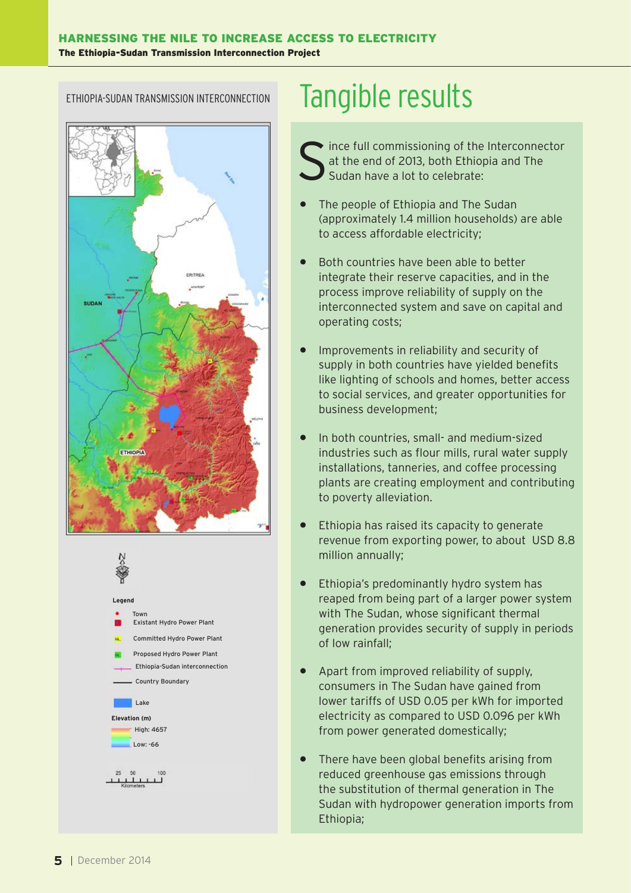ETHIOPIA-SUDAN TRANSMISSION INTERCONNECTION

Legend

- Town
- Existant Hydro Power Plant
- Committed Hydro Power Plant
- Proposed Hydro Power Plant
- Ethiopia-Sudan interconnection
- Country Boundary
- Lake

Elevation (m)

High: 4657

Low: -66

# Tangible results

Since full commissioning of the Interconnector at the end of 2013, both Ethiopia and The Sudan have a lot to celebrate:

- The people of Ethiopia and The Sudan (approximately 1.4 million households) are able to access affordable electricity;
- Both countries have been able to better integrate their reserve capacities, and in the process improve reliability of supply on the interconnected system and save on capital and operating costs;
- Improvements in reliability and security of supply in both countries have yielded benefits like lighting of schools and homes, better access to social services, and greater opportunities for business development;
- In both countries, small- and medium-sized industries such as flour mills, rural water supply installations, tanneries, and coffee processing plants are creating employment and contributing to poverty alleviation.
- Ethiopia has raised its capacity to generate revenue from exporting power, to about USD 8.8 million annually;
- Ethiopia's predominantly hydro system has reaped from being part of a larger power system with The Sudan, whose significant thermal generation provides security of supply in periods of low rainfall;
- Apart from improved reliability of supply, consumers in The Sudan have gained from lower tariffs of USD 0.05 per kWh for imported electricity as compared to USD 0.096 per kWh from power generated domestically;
- There have been global benefits arising from reduced greenhouse gas emissions through the substitution of thermal generation in The Sudan with hydropower generation imports from Ethiopia;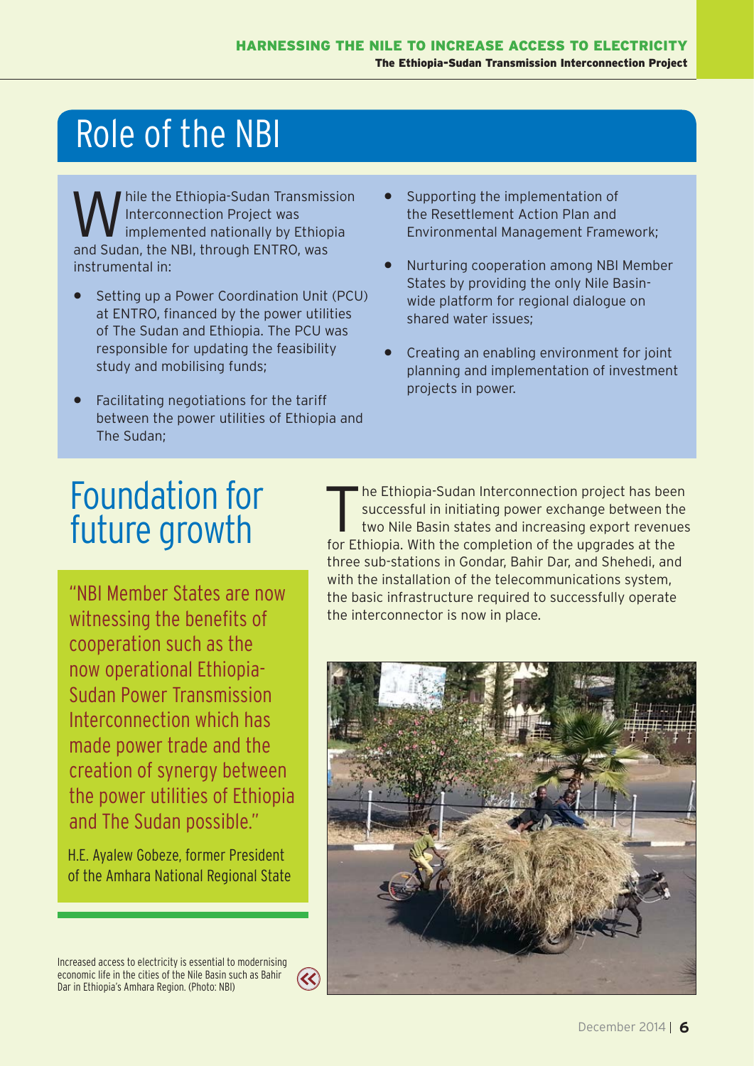## Role of the NBI

While the Ethiopia-Sudan Transmission Interconnection Project was implemented nationally by Ethiopia and Sudan, the NBI, through ENTRO, was instrumental in:

- Setting up a Power Coordination Unit (PCU) at ENTRO, financed by the power utilities of The Sudan and Ethiopia. The PCU was responsible for updating the feasibility study and mobilising funds;
- Facilitating negotiations for the tariff between the power utilities of Ethiopia and The Sudan;
- Supporting the implementation of the Resettlement Action Plan and Environmental Management Framework;
- Nurturing cooperation among NBI Member States by providing the only Nile Basin-wide platform for regional dialogue on shared water issues;
- Creating an enabling environment for joint planning and implementation of investment projects in power.

## Foundation for future growth

"NBI Member States are now witnessing the benefits of cooperation such as the now operational Ethiopia-Sudan Power Transmission Interconnection which has made power trade and the creation of synergy between the power utilities of Ethiopia and The Sudan possible."

H.E. Ayalew Gobeze, former President of the Amhara National Regional State

The Ethiopia-Sudan Interconnection project has been successful in initiating power exchange between the two Nile Basin states and increasing export revenues for Ethiopia. With the completion of the upgrades at the three sub-stations in Gondar, Bahir Dar, and Shehedi, and with the installation of the telecommunications system, the basic infrastructure required to successfully operate the interconnector is now in place.

Increased access to electricity is essential to modernising economic life in the cities of the Nile Basin such as Bahir Dar in Ethiopia's Amhara Region. (Photo: NBI)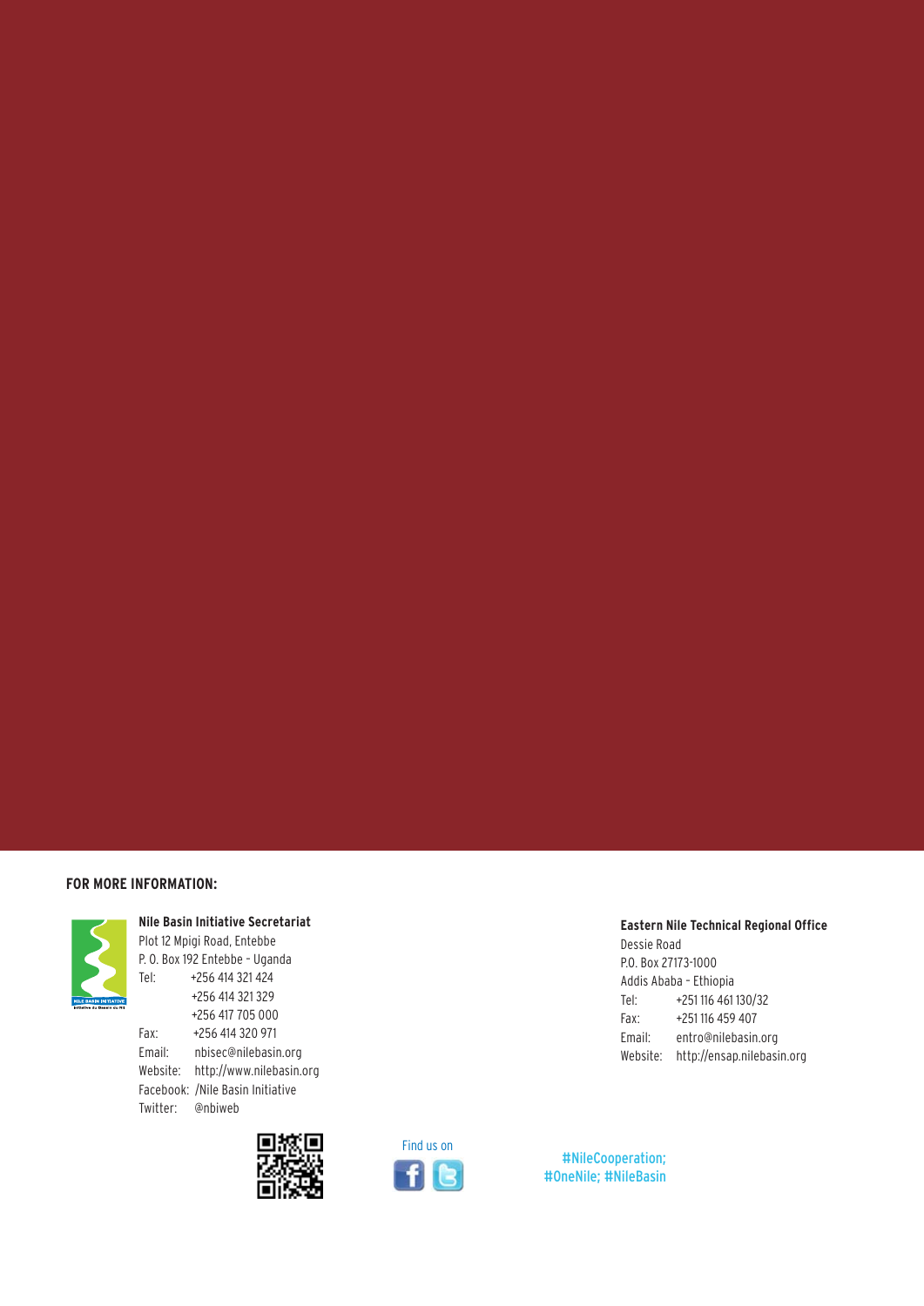**FOR MORE INFORMATION:**

**Nile Basin Initiative Secretariat**
Plot 12 Mpigi Road, Entebbe
P. O. Box 192 Entebbe - Uganda
Tel: +256 414 321 424
+256 414 321 329
+256 417 705 000
Fax: +256 414 320 971
Email: nbisec@nilebasin.org
Website: http://www.nilebasin.org
Facebook: /Nile Basin Initiative
Twitter: @nbiweb

**Eastern Nile Technical Regional Office**
Dessie Road
P.O. Box 27173-1000
Addis Ababa - Ethiopia
Tel: +251 116 461 130/32
Fax: +251 116 459 407
Email: entro@nilebasin.org
Website: http://ensap.nilebasin.org

Find us on

#NileCooperation;
#OneNile; #NileBasin